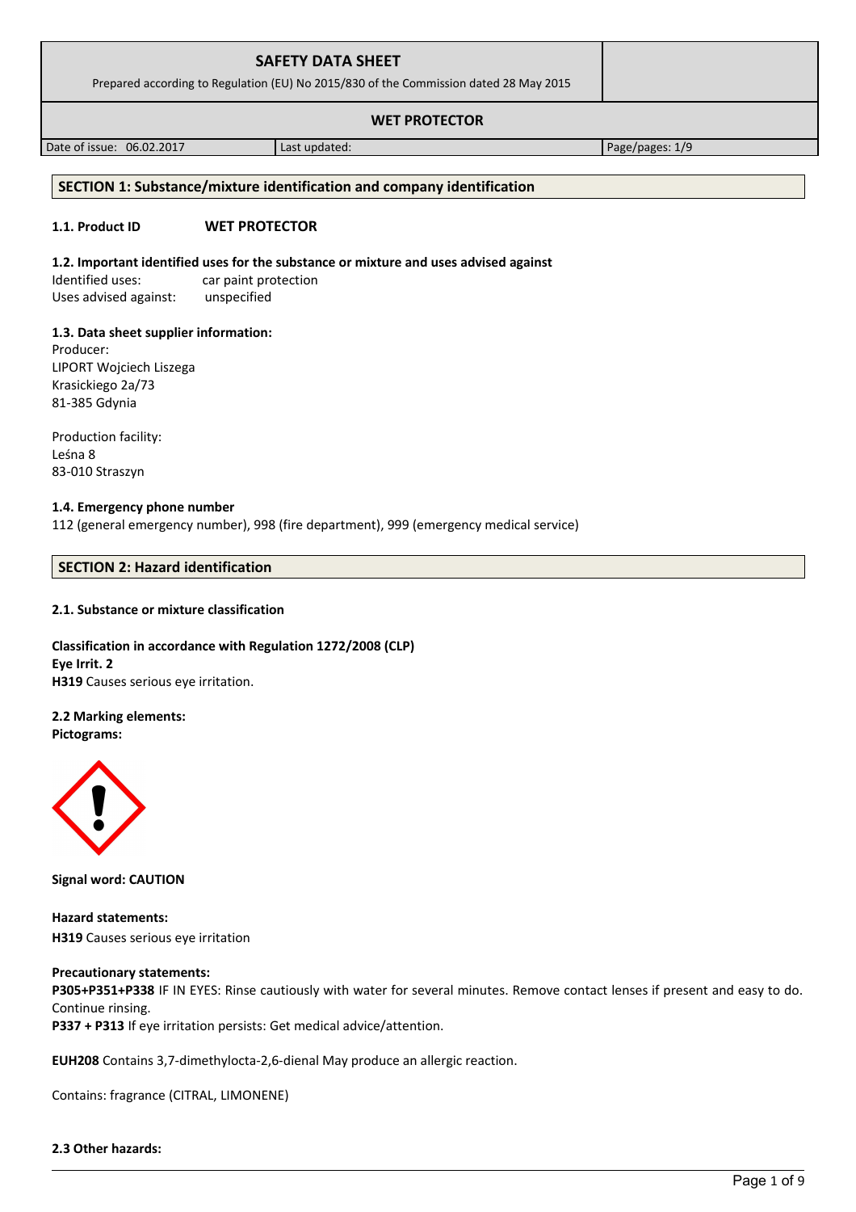| **SAFETY DATA SHEET**<br>Prepared according to Regulation (EU) No 2015/830 of the Commission dated 28 May 2015 | | |
|---|---|---|
| **WET PROTECTOR** | | |
| Date of issue: 06.02.2017 | Last updated: | Page/pages: 1/9 |

## SECTION 1: Substance/mixture identification and company identification

**1.1. Product ID** **WET PROTECTOR**

**1.2. Important identified uses for the substance or mixture and uses advised against**

Identified uses: car paint protection
Uses advised against: unspecified

**1.3. Data sheet supplier information:**

Producer:
LIPORT Wojciech Liszega
Krasickiego 2a/73
81-385 Gdynia

Production facility:
Leśna 8
83-010 Straszyn

**1.4. Emergency phone number**

112 (general emergency number), 998 (fire department), 999 (emergency medical service)

## SECTION 2: Hazard identification

**2.1. Substance or mixture classification**

**Classification in accordance with Regulation 1272/2008 (CLP)**
**Eye Irrit. 2**
**H319** Causes serious eye irritation.

**2.2 Marking elements:**
**Pictograms:**

**Signal word: CAUTION**

**Hazard statements:**
**H319** Causes serious eye irritation

**Precautionary statements:**
**P305+P351+P338** IF IN EYES: Rinse cautiously with water for several minutes. Remove contact lenses if present and easy to do. Continue rinsing.
**P337 + P313** If eye irritation persists: Get medical advice/attention.

**EUH208** Contains 3,7-dimethylocta-2,6-dienal May produce an allergic reaction.

Contains: fragrance (CITRAL, LIMONENE)

**2.3 Other hazards:**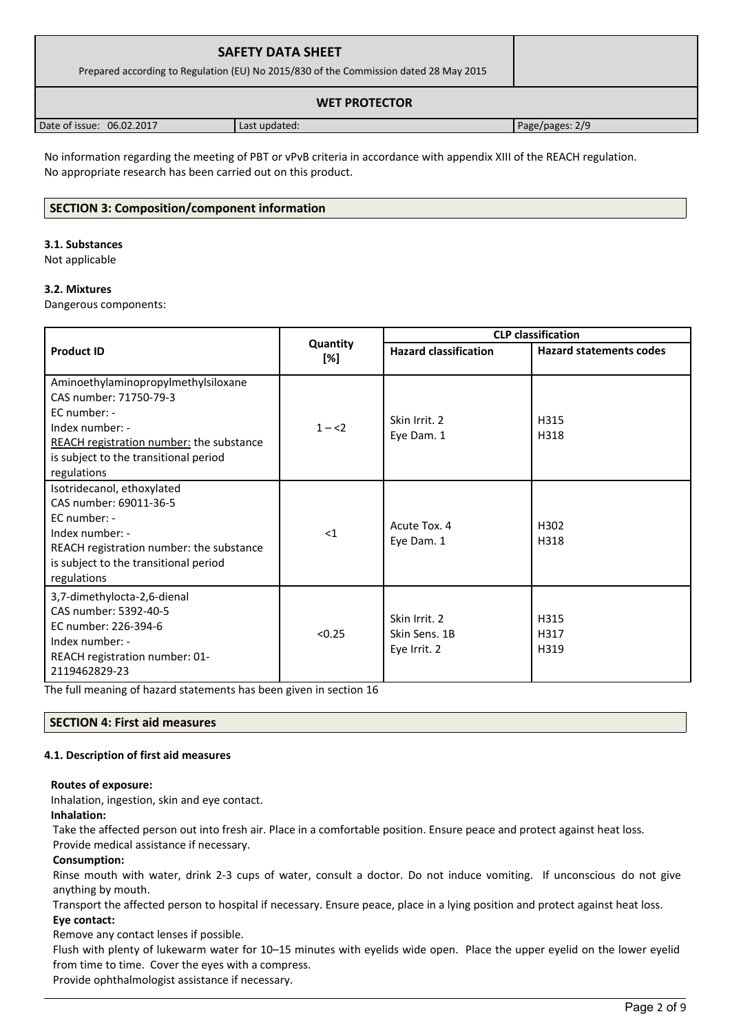No information regarding the meeting of PBT or vPvB criteria in accordance with appendix XIII of the REACH regulation.
No appropriate research has been carried out on this product.

## SECTION 3: Composition/component information

### 3.1. Substances

Not applicable

### 3.2. Mixtures

Dangerous components:

| Product ID | Quantity [%] | CLP classification | |
|---|---|---|---|
| | | **Hazard classification** | **Hazard statements codes** |
| Aminoethylaminopropylmethylsiloxane<br>CAS number: 71750-79-3<br>EC number: -<br>Index number: -<br>REACH registration number: the substance is subject to the transitional period regulations | 1 – <2 | Skin Irrit. 2<br>Eye Dam. 1 | H315<br>H318 |
| Isotridecanol, ethoxylated<br>CAS number: 69011-36-5<br>EC number: -<br>Index number: -<br>REACH registration number: the substance is subject to the transitional period regulations | <1 | Acute Tox. 4<br>Eye Dam. 1 | H302<br>H318 |
| 3,7-dimethylocta-2,6-dienal<br>CAS number: 5392-40-5<br>EC number: 226-394-6<br>Index number: -<br>REACH registration number: 01-2119462829-23 | <0.25 | Skin Irrit. 2<br>Skin Sens. 1B<br>Eye Irrit. 2 | H315<br>H317<br>H319 |

The full meaning of hazard statements has been given in section 16

## SECTION 4: First aid measures

### 4.1. Description of first aid measures

**Routes of exposure:**

Inhalation, ingestion, skin and eye contact.

**Inhalation:**

Take the affected person out into fresh air. Place in a comfortable position. Ensure peace and protect against heat loss.
Provide medical assistance if necessary.

**Consumption:**

Rinse mouth with water, drink 2-3 cups of water, consult a doctor. Do not induce vomiting. If unconscious do not give anything by mouth.

Transport the affected person to hospital if necessary. Ensure peace, place in a lying position and protect against heat loss.

**Eye contact:**

Remove any contact lenses if possible.

Flush with plenty of lukewarm water for 10–15 minutes with eyelids wide open. Place the upper eyelid on the lower eyelid from time to time. Cover the eyes with a compress.

Provide ophthalmologist assistance if necessary.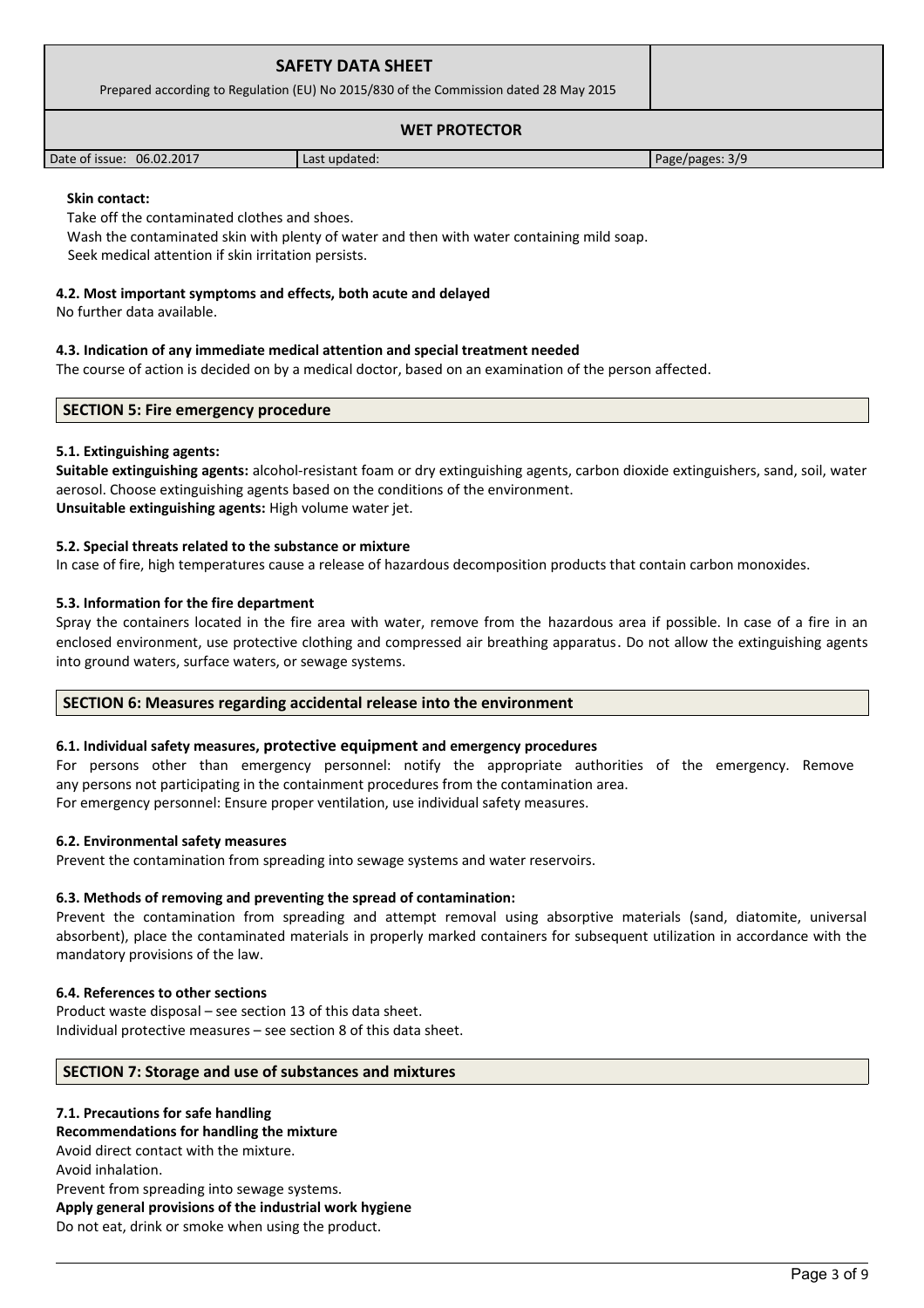**Skin contact:**

Take off the contaminated clothes and shoes.
Wash the contaminated skin with plenty of water and then with water containing mild soap.
Seek medical attention if skin irritation persists.

**4.2. Most important symptoms and effects, both acute and delayed**

No further data available.

**4.3. Indication of any immediate medical attention and special treatment needed**

The course of action is decided on by a medical doctor, based on an examination of the person affected.

## SECTION 5: Fire emergency procedure

**5.1. Extinguishing agents:**

**Suitable extinguishing agents:** alcohol-resistant foam or dry extinguishing agents, carbon dioxide extinguishers, sand, soil, water aerosol. Choose extinguishing agents based on the conditions of the environment.
**Unsuitable extinguishing agents:** High volume water jet.

**5.2. Special threats related to the substance or mixture**

In case of fire, high temperatures cause a release of hazardous decomposition products that contain carbon monoxides.

**5.3. Information for the fire department**

Spray the containers located in the fire area with water, remove from the hazardous area if possible. In case of a fire in an enclosed environment, use protective clothing and compressed air breathing apparatus. Do not allow the extinguishing agents into ground waters, surface waters, or sewage systems.

## SECTION 6: Measures regarding accidental release into the environment

**6.1. Individual safety measures, protective equipment and emergency procedures**

For persons other than emergency personnel: notify the appropriate authorities of the emergency. Remove any persons not participating in the containment procedures from the contamination area.
For emergency personnel: Ensure proper ventilation, use individual safety measures.

**6.2. Environmental safety measures**

Prevent the contamination from spreading into sewage systems and water reservoirs.

**6.3. Methods of removing and preventing the spread of contamination:**

Prevent the contamination from spreading and attempt removal using absorptive materials (sand, diatomite, universal absorbent), place the contaminated materials in properly marked containers for subsequent utilization in accordance with the mandatory provisions of the law.

**6.4. References to other sections**

Product waste disposal – see section 13 of this data sheet.
Individual protective measures – see section 8 of this data sheet.

## SECTION 7: Storage and use of substances and mixtures

**7.1. Precautions for safe handling**

**Recommendations for handling the mixture**

Avoid direct contact with the mixture.
Avoid inhalation.
Prevent from spreading into sewage systems.

**Apply general provisions of the industrial work hygiene**

Do not eat, drink or smoke when using the product.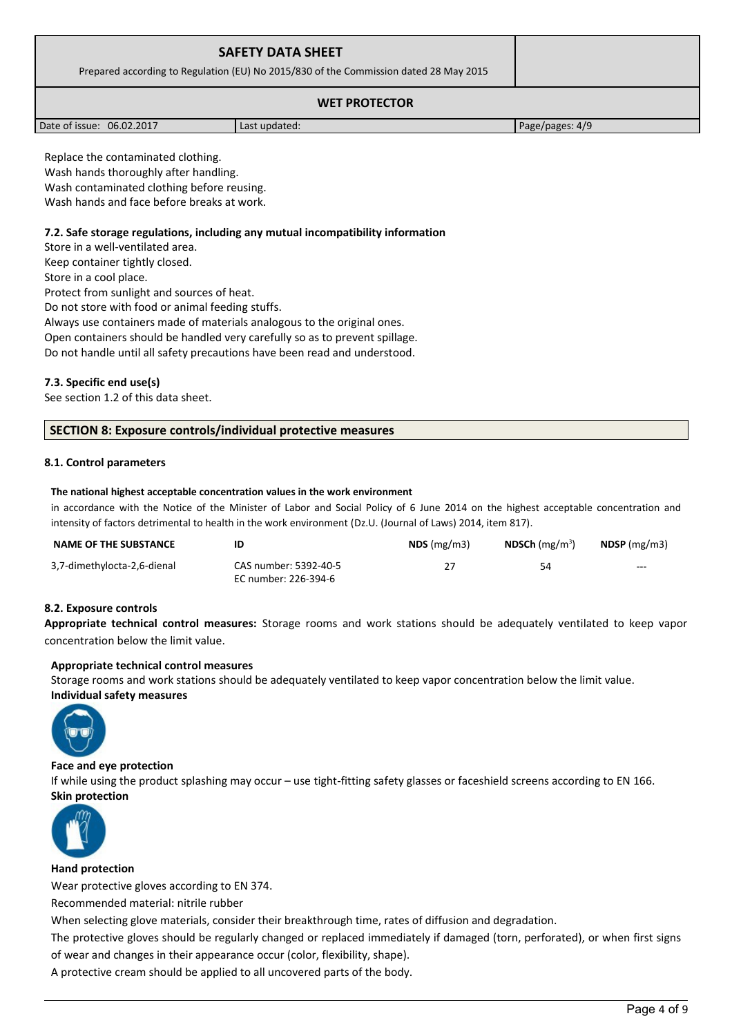Replace the contaminated clothing.
Wash hands thoroughly after handling.
Wash contaminated clothing before reusing.
Wash hands and face before breaks at work.

### 7.2. Safe storage regulations, including any mutual incompatibility information

Store in a well-ventilated area.
Keep container tightly closed.
Store in a cool place.
Protect from sunlight and sources of heat.
Do not store with food or animal feeding stuffs.
Always use containers made of materials analogous to the original ones.
Open containers should be handled very carefully so as to prevent spillage.
Do not handle until all safety precautions have been read and understood.

### 7.3. Specific end use(s)

See section 1.2 of this data sheet.

## SECTION 8: Exposure controls/individual protective measures

### 8.1. Control parameters

**The national highest acceptable concentration values in the work environment**

in accordance with the Notice of the Minister of Labor and Social Policy of 6 June 2014 on the highest acceptable concentration and intensity of factors detrimental to health in the work environment (Dz.U. (Journal of Laws) 2014, item 817).

| NAME OF THE SUBSTANCE | ID | **NDS** (mg/m3) | **NDSCh** (mg/m$^3$) | **NDSP** (mg/m3) |
|---|---|---|---|---|
| 3,7-dimethylocta-2,6-dienal | CAS number: 5392-40-5<br>EC number: 226-394-6 | 27 | 54 | --- |

### 8.2. Exposure controls

**Appropriate technical control measures:** Storage rooms and work stations should be adequately ventilated to keep vapor concentration below the limit value.

**Appropriate technical control measures**

Storage rooms and work stations should be adequately ventilated to keep vapor concentration below the limit value.

**Individual safety measures**

**Face and eye protection**

If while using the product splashing may occur – use tight-fitting safety glasses or faceshield screens according to EN 166.

**Skin protection**

**Hand protection**

Wear protective gloves according to EN 374.

Recommended material: nitrile rubber

When selecting glove materials, consider their breakthrough time, rates of diffusion and degradation.

The protective gloves should be regularly changed or replaced immediately if damaged (torn, perforated), or when first signs of wear and changes in their appearance occur (color, flexibility, shape).

A protective cream should be applied to all uncovered parts of the body.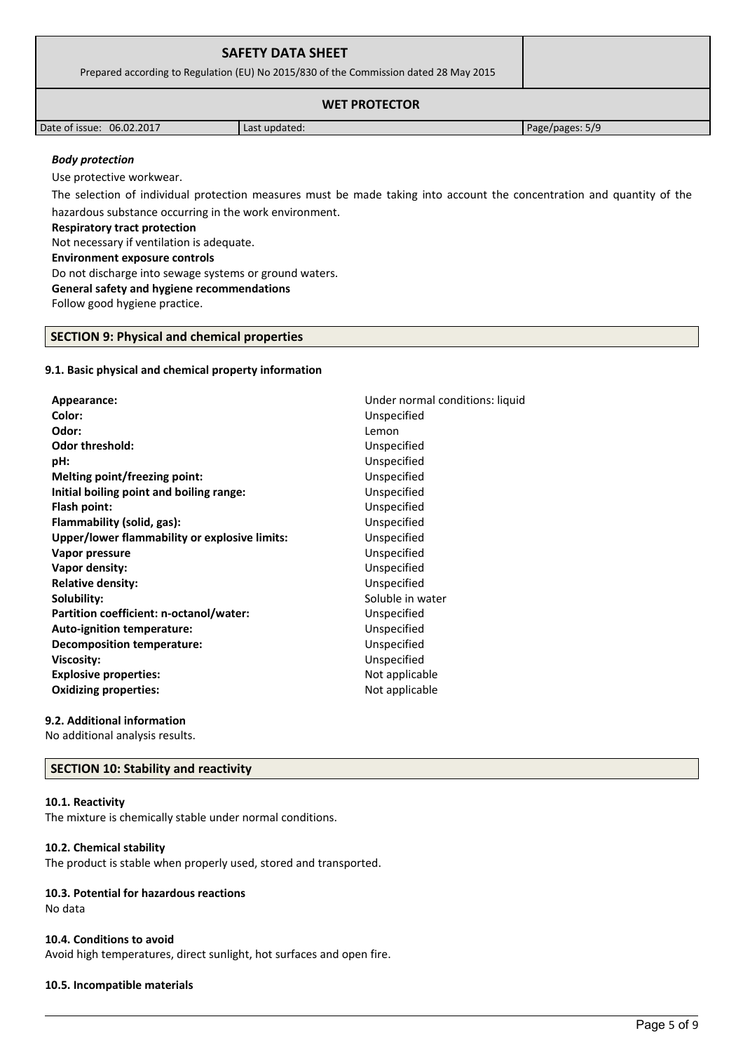***Body protection***

Use protective workwear.

The selection of individual protection measures must be made taking into account the concentration and quantity of the hazardous substance occurring in the work environment.

**Respiratory tract protection**

Not necessary if ventilation is adequate.

**Environment exposure controls**

Do not discharge into sewage systems or ground waters.

**General safety and hygiene recommendations**

Follow good hygiene practice.

## SECTION 9: Physical and chemical properties

### 9.1. Basic physical and chemical property information

| | |
|---|---|
| **Appearance:** | Under normal conditions: liquid |
| **Color:** | Unspecified |
| **Odor:** | Lemon |
| **Odor threshold:** | Unspecified |
| **pH:** | Unspecified |
| **Melting point/freezing point:** | Unspecified |
| **Initial boiling point and boiling range:** | Unspecified |
| **Flash point:** | Unspecified |
| **Flammability (solid, gas):** | Unspecified |
| **Upper/lower flammability or explosive limits:** | Unspecified |
| **Vapor pressure** | Unspecified |
| **Vapor density:** | Unspecified |
| **Relative density:** | Unspecified |
| **Solubility:** | Soluble in water |
| **Partition coefficient: n-octanol/water:** | Unspecified |
| **Auto-ignition temperature:** | Unspecified |
| **Decomposition temperature:** | Unspecified |
| **Viscosity:** | Unspecified |
| **Explosive properties:** | Not applicable |
| **Oxidizing properties:** | Not applicable |

### 9.2. Additional information

No additional analysis results.

## SECTION 10: Stability and reactivity

### 10.1. Reactivity

The mixture is chemically stable under normal conditions.

### 10.2. Chemical stability

The product is stable when properly used, stored and transported.

### 10.3. Potential for hazardous reactions

No data

### 10.4. Conditions to avoid

Avoid high temperatures, direct sunlight, hot surfaces and open fire.

### 10.5. Incompatible materials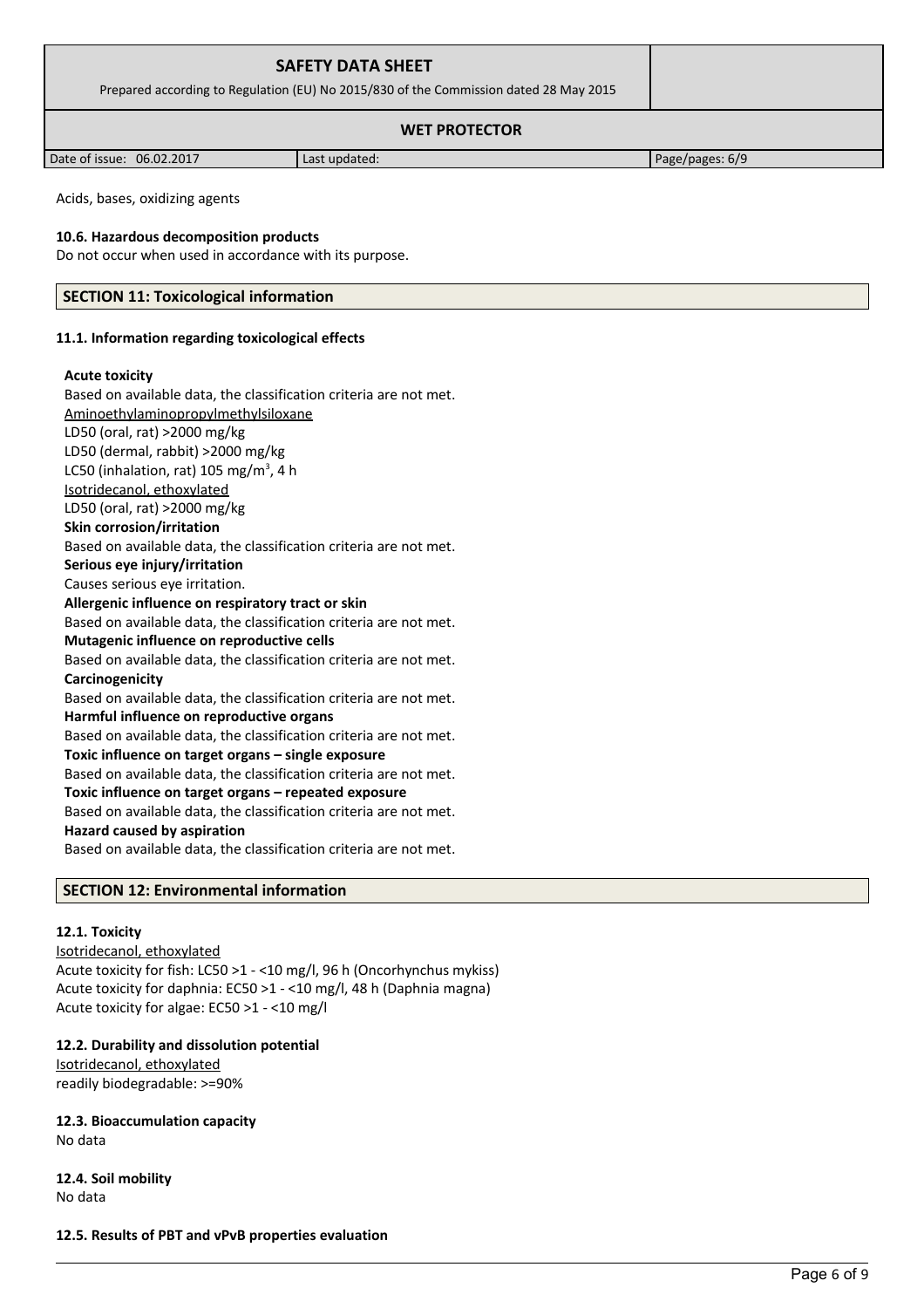Acids, bases, oxidizing agents

**10.6. Hazardous decomposition products**

Do not occur when used in accordance with its purpose.

## SECTION 11: Toxicological information

**11.1. Information regarding toxicological effects**

**Acute toxicity**

Based on available data, the classification criteria are not met.

Aminoethylaminopropylmethylsiloxane

LD50 (oral, rat) >2000 mg/kg

LD50 (dermal, rabbit) >2000 mg/kg

LC50 (inhalation, rat) 105 mg/m$^3$, 4 h

Isotridecanol, ethoxylated

LD50 (oral, rat) >2000 mg/kg

**Skin corrosion/irritation**

Based on available data, the classification criteria are not met.

**Serious eye injury/irritation**

Causes serious eye irritation.

**Allergenic influence on respiratory tract or skin**

Based on available data, the classification criteria are not met.

**Mutagenic influence on reproductive cells**

Based on available data, the classification criteria are not met.

**Carcinogenicity**

Based on available data, the classification criteria are not met.

**Harmful influence on reproductive organs**

Based on available data, the classification criteria are not met.

**Toxic influence on target organs – single exposure**

Based on available data, the classification criteria are not met.

**Toxic influence on target organs – repeated exposure**

Based on available data, the classification criteria are not met.

**Hazard caused by aspiration**

Based on available data, the classification criteria are not met.

## SECTION 12: Environmental information

**12.1. Toxicity**

Isotridecanol, ethoxylated

Acute toxicity for fish: LC50 >1 - <10 mg/l, 96 h (Oncorhynchus mykiss)

Acute toxicity for daphnia: EC50 >1 - <10 mg/l, 48 h (Daphnia magna)

Acute toxicity for algae: EC50 >1 - <10 mg/l

**12.2. Durability and dissolution potential**

Isotridecanol, ethoxylated

readily biodegradable: >=90%

**12.3. Bioaccumulation capacity**

No data

**12.4. Soil mobility**

No data

**12.5. Results of PBT and vPvB properties evaluation**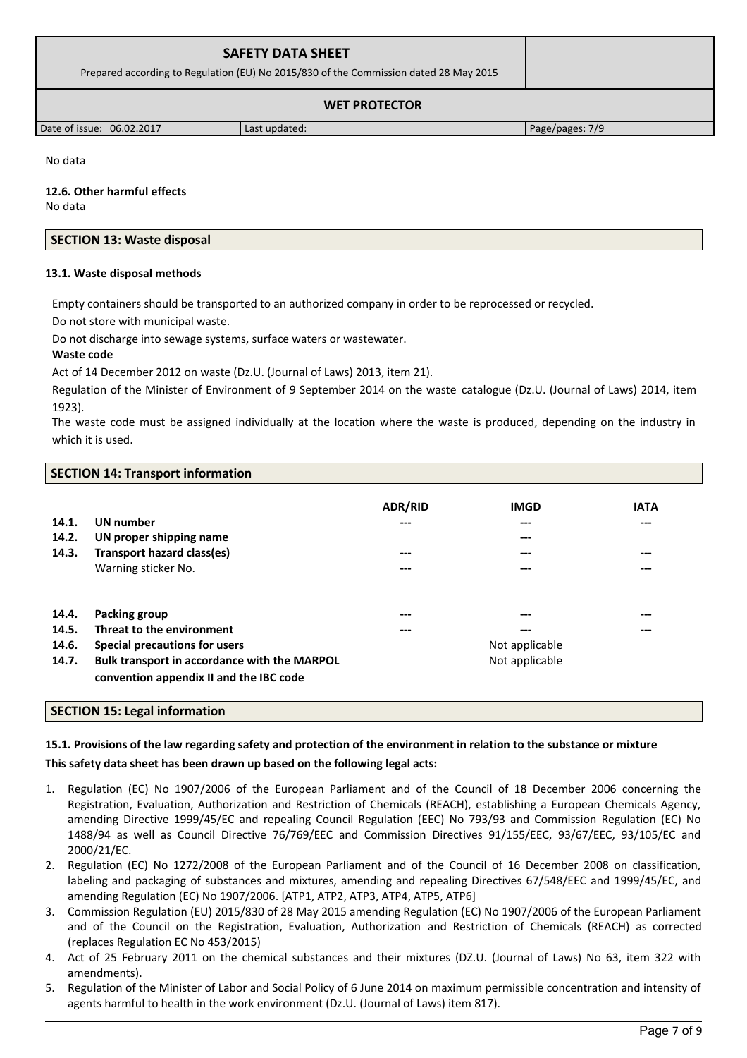No data

**12.6. Other harmful effects**

No data

## SECTION 13: Waste disposal

**13.1. Waste disposal methods**

Empty containers should be transported to an authorized company in order to be reprocessed or recycled.

Do not store with municipal waste.

Do not discharge into sewage systems, surface waters or wastewater.

**Waste code**

Act of 14 December 2012 on waste (Dz.U. (Journal of Laws) 2013, item 21).

Regulation of the Minister of Environment of 9 September 2014 on the waste catalogue (Dz.U. (Journal of Laws) 2014, item 1923).

The waste code must be assigned individually at the location where the waste is produced, depending on the industry in which it is used.

## SECTION 14: Transport information

| | | ADR/RID | IMGD | IATA |
|---|---|---|---|---|
| 14.1. | **UN number** | --- | --- | --- |
| 14.2. | **UN proper shipping name** | | --- | |
| 14.3. | **Transport hazard class(es)** | --- | --- | --- |
| | Warning sticker No. | --- | --- | --- |
| 14.4. | **Packing group** | --- | --- | --- |
| 14.5. | **Threat to the environment** | --- | --- | --- |
| 14.6. | **Special precautions for users** | | Not applicable | |
| 14.7. | **Bulk transport in accordance with the MARPOL convention appendix II and the IBC code** | | Not applicable | |

## SECTION 15: Legal information

**15.1. Provisions of the law regarding safety and protection of the environment in relation to the substance or mixture**

**This safety data sheet has been drawn up based on the following legal acts:**

1. Regulation (EC) No 1907/2006 of the European Parliament and of the Council of 18 December 2006 concerning the Registration, Evaluation, Authorization and Restriction of Chemicals (REACH), establishing a European Chemicals Agency, amending Directive 1999/45/EC and repealing Council Regulation (EEC) No 793/93 and Commission Regulation (EC) No 1488/94 as well as Council Directive 76/769/EEC and Commission Directives 91/155/EEC, 93/67/EEC, 93/105/EC and 2000/21/EC.
2. Regulation (EC) No 1272/2008 of the European Parliament and of the Council of 16 December 2008 on classification, labeling and packaging of substances and mixtures, amending and repealing Directives 67/548/EEC and 1999/45/EC, and amending Regulation (EC) No 1907/2006. [ATP1, ATP2, ATP3, ATP4, ATP5, ATP6]
3. Commission Regulation (EU) 2015/830 of 28 May 2015 amending Regulation (EC) No 1907/2006 of the European Parliament and of the Council on the Registration, Evaluation, Authorization and Restriction of Chemicals (REACH) as corrected (replaces Regulation EC No 453/2015)
4. Act of 25 February 2011 on the chemical substances and their mixtures (DZ.U. (Journal of Laws) No 63, item 322 with amendments).
5. Regulation of the Minister of Labor and Social Policy of 6 June 2014 on maximum permissible concentration and intensity of agents harmful to health in the work environment (Dz.U. (Journal of Laws) item 817).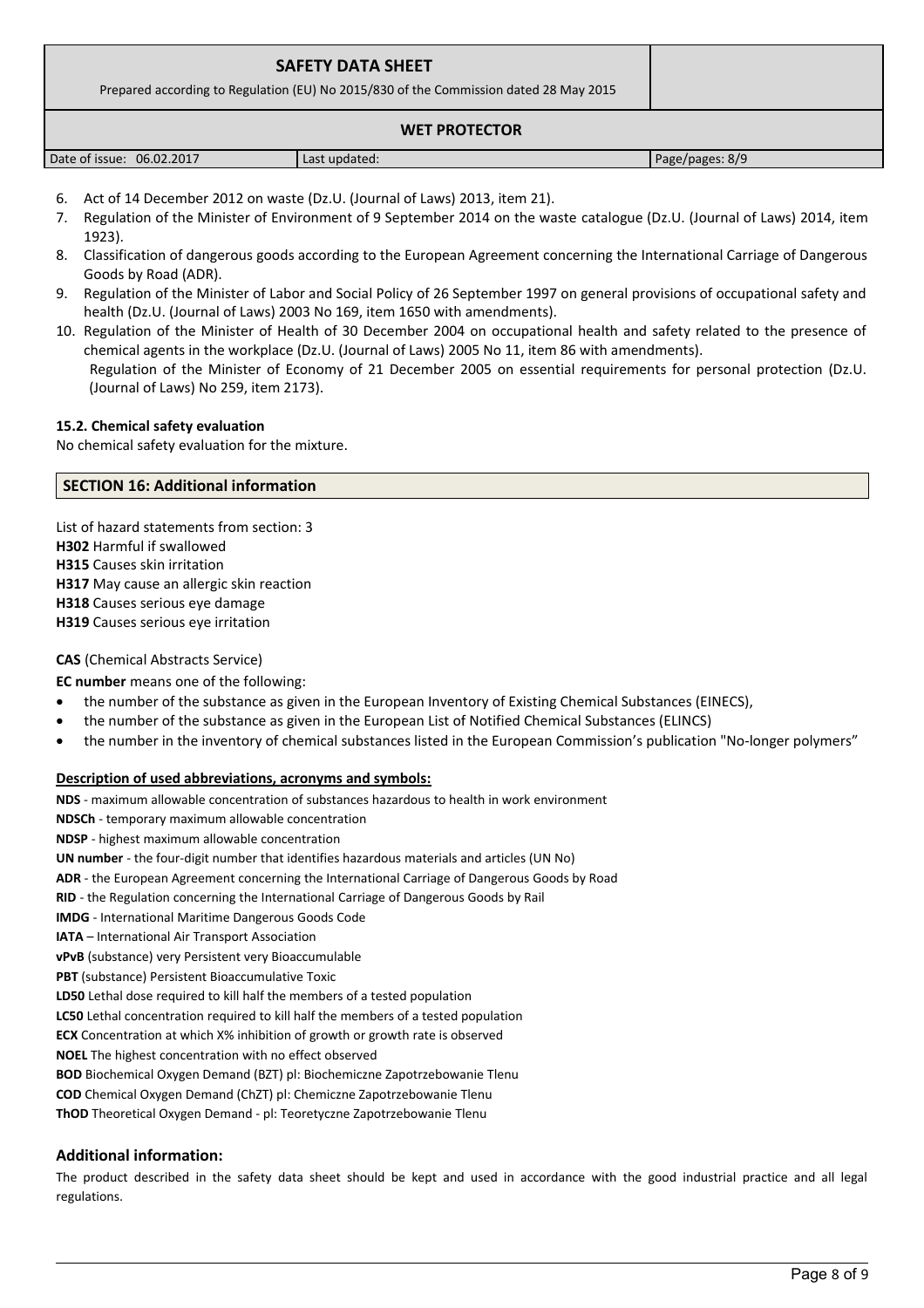6. Act of 14 December 2012 on waste (Dz.U. (Journal of Laws) 2013, item 21).
7. Regulation of the Minister of Environment of 9 September 2014 on the waste catalogue (Dz.U. (Journal of Laws) 2014, item 1923).
8. Classification of dangerous goods according to the European Agreement concerning the International Carriage of Dangerous Goods by Road (ADR).
9. Regulation of the Minister of Labor and Social Policy of 26 September 1997 on general provisions of occupational safety and health (Dz.U. (Journal of Laws) 2003 No 169, item 1650 with amendments).
10. Regulation of the Minister of Health of 30 December 2004 on occupational health and safety related to the presence of chemical agents in the workplace (Dz.U. (Journal of Laws) 2005 No 11, item 86 with amendments).
    Regulation of the Minister of Economy of 21 December 2005 on essential requirements for personal protection (Dz.U. (Journal of Laws) No 259, item 2173).

### 15.2. Chemical safety evaluation

No chemical safety evaluation for the mixture.

## SECTION 16: Additional information

List of hazard statements from section: 3
**H302** Harmful if swallowed
**H315** Causes skin irritation
**H317** May cause an allergic skin reaction
**H318** Causes serious eye damage
**H319** Causes serious eye irritation

**CAS** (Chemical Abstracts Service)

**EC number** means one of the following:

- the number of the substance as given in the European Inventory of Existing Chemical Substances (EINECS),
- the number of the substance as given in the European List of Notified Chemical Substances (ELINCS)
- the number in the inventory of chemical substances listed in the European Commission's publication "No-longer polymers"

**Description of used abbreviations, acronyms and symbols:**

**NDS** - maximum allowable concentration of substances hazardous to health in work environment
**NDSCh** - temporary maximum allowable concentration
**NDSP** - highest maximum allowable concentration
**UN number** - the four-digit number that identifies hazardous materials and articles (UN No)
**ADR** - the European Agreement concerning the International Carriage of Dangerous Goods by Road
**RID** - the Regulation concerning the International Carriage of Dangerous Goods by Rail
**IMDG** - International Maritime Dangerous Goods Code
**IATA** – International Air Transport Association
**vPvB** (substance) very Persistent very Bioaccumulable
**PBT** (substance) Persistent Bioaccumulative Toxic
**LD50** Lethal dose required to kill half the members of a tested population
**LC50** Lethal concentration required to kill half the members of a tested population
**ECX** Concentration at which X% inhibition of growth or growth rate is observed
**NOEL** The highest concentration with no effect observed
**BOD** Biochemical Oxygen Demand (BZT) pl: Biochemiczne Zapotrzebowanie Tlenu
**COD** Chemical Oxygen Demand (ChZT) pl: Chemiczne Zapotrzebowanie Tlenu
**ThOD** Theoretical Oxygen Demand - pl: Teoretyczne Zapotrzebowanie Tlenu

### Additional information:

The product described in the safety data sheet should be kept and used in accordance with the good industrial practice and all legal regulations.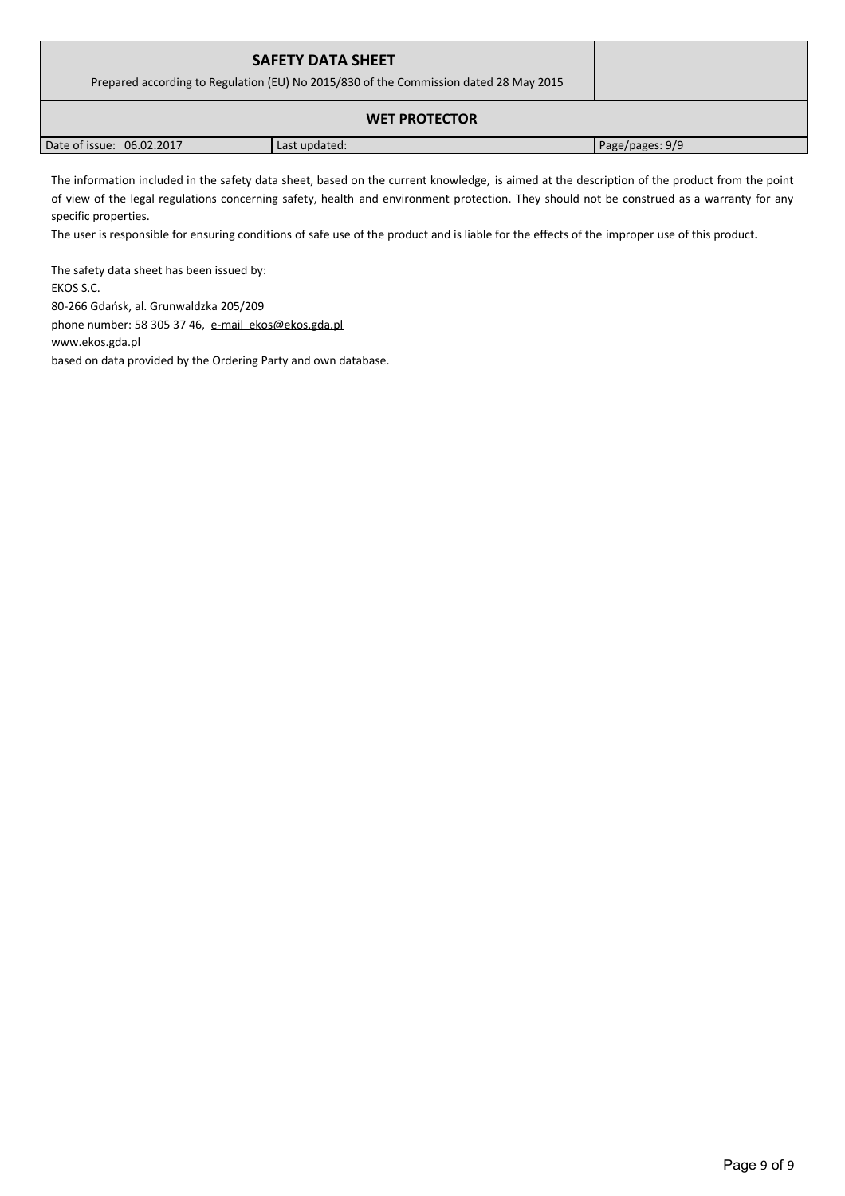The information included in the safety data sheet, based on the current knowledge, is aimed at the description of the product from the point of view of the legal regulations concerning safety, health and environment protection. They should not be construed as a warranty for any specific properties.

The user is responsible for ensuring conditions of safe use of the product and is liable for the effects of the improper use of this product.

The safety data sheet has been issued by:
EKOS S.C.
80-266 Gdańsk, al. Grunwaldzka 205/209
phone number: 58 305 37 46, e-mail ekos@ekos.gda.pl
www.ekos.gda.pl
based on data provided by the Ordering Party and own database.